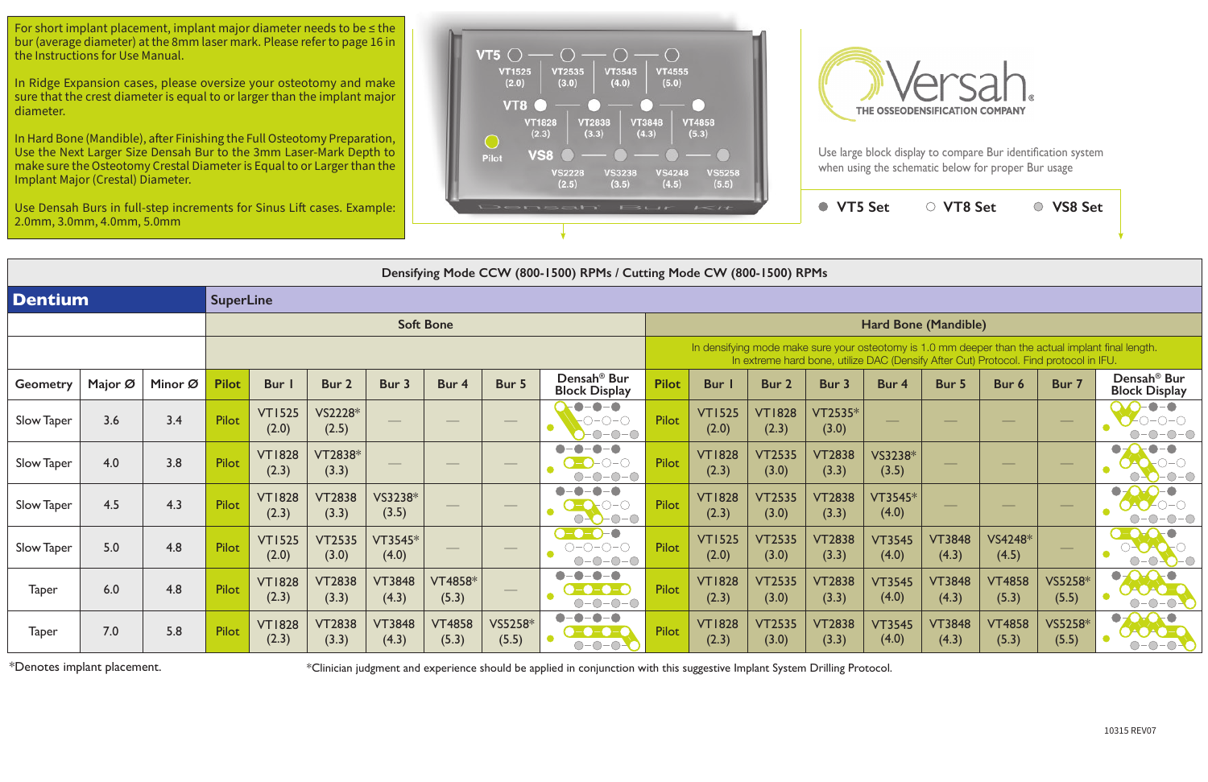For short implant placement, implant major diameter needs to be ≤ the bur (average diameter) at the 8mm laser mark. Please refer to page 16 in the Instructions for Use Manual.

In Ridge Expansion cases, please oversize your osteotomy and make sure that the crest diameter is equal to or larger than the implant major diameter.

In Hard Bone (Mandible), after Finishing the Full Osteotomy Preparation, Use the Next Larger Size Densah Bur to the 3mm Laser-Mark Depth to make sure the Osteotomy Crestal Diameter is Equal to or Larger than the Implant Major (Crestal) Diameter.

Use Densah Burs in full-step increments for Sinus Lift cases. Example: 2.0mm, 3.0mm, 4.0mm, 5.0mm

VT5: VT1525 (2.0) — VT2535 (3.0) — VT3545 (4.0) — VT4555 (5.0)

VT8: VT1828 (2.3) — VT2838 (3.3) — VT3848 (4.3) — VT4858 (5.3)

Pilot

VS8: VS2228 (2.5) — VS3238 (3.5) — VS4248 (4.5) — VS5258 (5.5)

Densah Bur Kit

Versah® THE OSSEODENSIFICATION COMPANY

Use large block display to compare Bur identification system when using the schematic below for proper Bur usage

● VT5 Set ○ VT8 Set ◎ VS8 Set

| Densifying Mode CCW (800-1500) RPMs / Cutting Mode CW (800-1500) RPMs | | | | | | | | | | | | | | | | | | | | |
|---|---|---|---|---|---|---|---|---|---|---|---|---|---|---|---|---|---|---|---|---|
| **Dentium** | | | SuperLine | | | | | | | | | | | | | | | | | |
| | | | Soft Bone | | | | | | | Hard Bone (Mandible) | | | | | | | | | | |
| | | | | | | | | | | In densifying mode make sure your osteotomy is 1.0 mm deeper than the actual implant final length. In extreme hard bone, utilize DAC (Densify After Cut) Protocol. Find protocol in IFU. | | | | | | | | | | |
| Geometry | Major Ø | Minor Ø | Pilot | Bur 1 | Bur 2 | Bur 3 | Bur 4 | Bur 5 | Densah® Bur Block Display | Pilot | Bur 1 | Bur 2 | Bur 3 | Bur 4 | Bur 5 | Bur 6 | Bur 7 | Densah® Bur Block Display |
| Slow Taper | 3.6 | 3.4 | Pilot | VT1525 (2.0) | VS2228* (2.5) | — | — | — | | Pilot | VT1525 (2.0) | VT1828 (2.3) | VT2535* (3.0) | — | — | — | — | |
| Slow Taper | 4.0 | 3.8 | Pilot | VT1828 (2.3) | VT2838* (3.3) | — | — | — | | Pilot | VT1828 (2.3) | VT2535 (3.0) | VT2838 (3.3) | VS3238* (3.5) | — | — | — | |
| Slow Taper | 4.5 | 4.3 | Pilot | VT1828 (2.3) | VT2838 (3.3) | VS3238* (3.5) | — | — | | Pilot | VT1828 (2.3) | VT2535 (3.0) | VT2838 (3.3) | VT3545* (4.0) | — | — | — | |
| Slow Taper | 5.0 | 4.8 | Pilot | VT1525 (2.0) | VT2535 (3.0) | VT3545* (4.0) | — | — | | Pilot | VT1525 (2.0) | VT2535 (3.0) | VT2838 (3.3) | VT3545 (4.0) | VT3848 (4.3) | VS4248* (4.5) | — | |
| Taper | 6.0 | 4.8 | Pilot | VT1828 (2.3) | VT2838 (3.3) | VT3848 (4.3) | VT4858* (5.3) | — | | Pilot | VT1828 (2.3) | VT2535 (3.0) | VT2838 (3.3) | VT3545 (4.0) | VT3848 (4.3) | VT4858 (5.3) | VS5258* (5.5) | |
| Taper | 7.0 | 5.8 | Pilot | VT1828 (2.3) | VT2838 (3.3) | VT3848 (4.3) | VT4858 (5.3) | VS5258* (5.5) | | Pilot | VT1828 (2.3) | VT2535 (3.0) | VT2838 (3.3) | VT3545 (4.0) | VT3848 (4.3) | VT4858 (5.3) | VS5258* (5.5) | |

*Denotes implant placement.

*Clinician judgment and experience should be applied in conjunction with this suggestive Implant System Drilling Protocol.

10315 REV07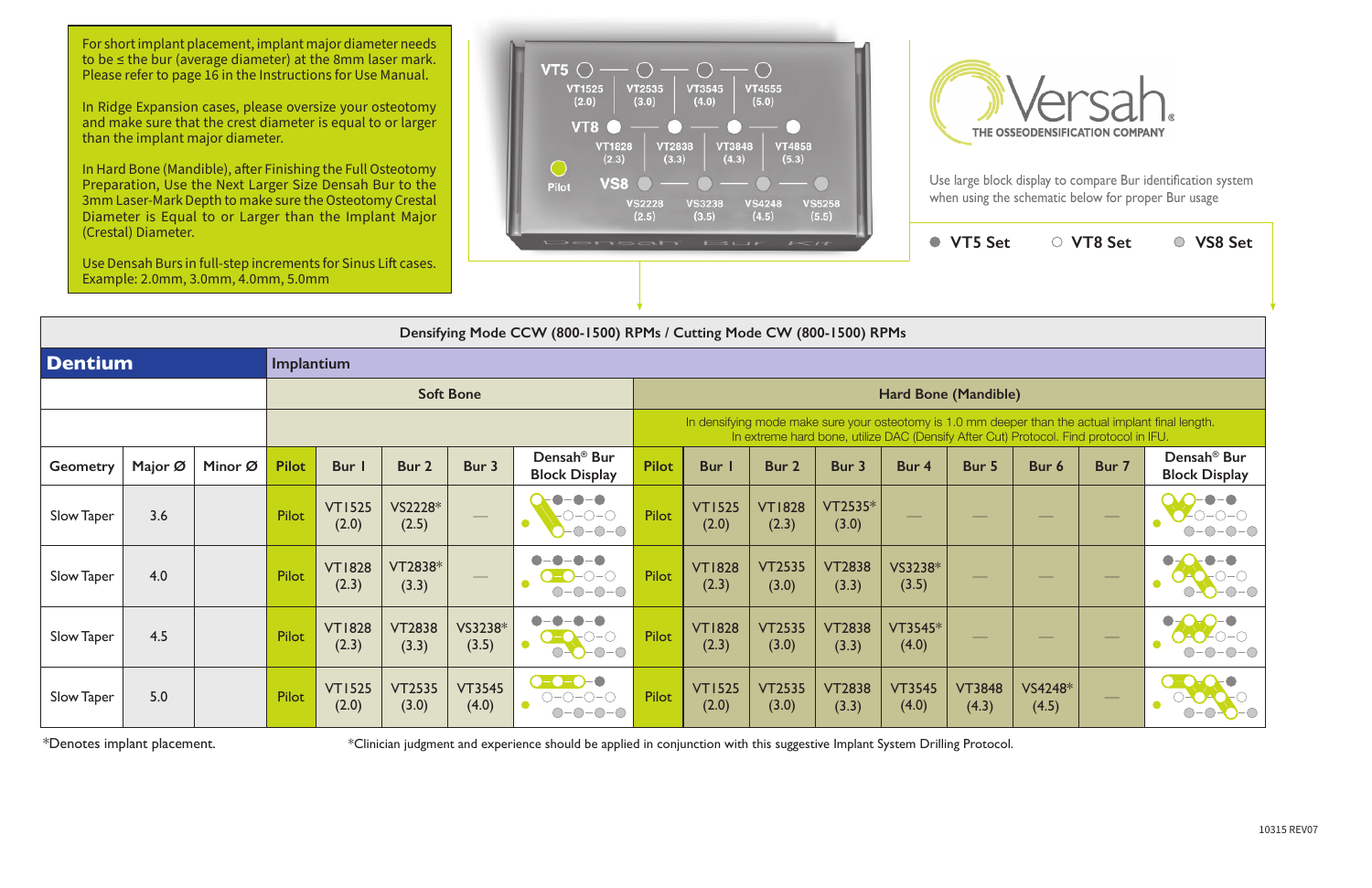For short implant placement, implant major diameter needs to be ≤ the bur (average diameter) at the 8mm laser mark. Please refer to page 16 in the Instructions for Use Manual.

In Ridge Expansion cases, please oversize your osteotomy and make sure that the crest diameter is equal to or larger than the implant major diameter.

In Hard Bone (Mandible), after Finishing the Full Osteotomy Preparation, Use the Next Larger Size Densah Bur to the 3mm Laser-Mark Depth to make sure the Osteotomy Crestal Diameter is Equal to or Larger than the Implant Major (Crestal) Diameter.

Use Densah Burs in full-step increments for Sinus Lift cases. Example: 2.0mm, 3.0mm, 4.0mm, 5.0mm

VT5: VT1525 (2.0), VT2535 (3.0), VT3545 (4.0), VT4555 (5.0)
VT8: VT1828 (2.3), VT2838 (3.3), VT3848 (4.3), VT4858 (5.3)
Pilot
VS8: VS2228 (2.5), VS3238 (3.5), VS4248 (4.5), VS5258 (5.5)

Densah Bur Kit

Versah® THE OSSEODENSIFICATION COMPANY

Use large block display to compare Bur identification system when using the schematic below for proper Bur usage

● VT5 Set ○ VT8 Set ● VS8 Set

| Densifying Mode CCW (800-1500) RPMs / Cutting Mode CW (800-1500) RPMs | | | | | | | | | | | | | | | | | | |
|---|---|---|---|---|---|---|---|---|---|---|---|---|---|---|---|---|---|---|
| **Dentium** | | | Implantium | | | | | | | | | | | | | | | |
| | | | Soft Bone | | | | | Hard Bone (Mandible) | | | | | | | | | | |
| | | | | | | | | In densifying mode make sure your osteotomy is 1.0 mm deeper than the actual implant final length. In extreme hard bone, utilize DAC (Densify After Cut) Protocol. Find protocol in IFU. | | | | | | | | | | |
| Geometry | Major Ø | Minor Ø | Pilot | Bur 1 | Bur 2 | Bur 3 | Densah® Bur Block Display | Pilot | Bur 1 | Bur 2 | Bur 3 | Bur 4 | Bur 5 | Bur 6 | Bur 7 | Densah® Bur Block Display | | |
| Slow Taper | 3.6 | | Pilot | VT1525 (2.0) | VS2228* (2.5) | — | | Pilot | VT1525 (2.0) | VT1828 (2.3) | VT2535* (3.0) | — | — | — | — | | | |
| Slow Taper | 4.0 | | Pilot | VT1828 (2.3) | VT2838* (3.3) | — | | Pilot | VT1828 (2.3) | VT2535 (3.0) | VT2838 (3.3) | VS3238* (3.5) | — | — | — | | | |
| Slow Taper | 4.5 | | Pilot | VT1828 (2.3) | VT2838 (3.3) | VS3238* (3.5) | | Pilot | VT1828 (2.3) | VT2535 (3.0) | VT2838 (3.3) | VT3545* (4.0) | — | — | — | | | |
| Slow Taper | 5.0 | | Pilot | VT1525 (2.0) | VT2535 (3.0) | VT3545 (4.0) | | Pilot | VT1525 (2.0) | VT2535 (3.0) | VT2838 (3.3) | VT3545 (4.0) | VT3848 (4.3) | VS4248* (4.5) | — | | | |

*Denotes implant placement.

*Clinician judgment and experience should be applied in conjunction with this suggestive Implant System Drilling Protocol.

10315 REV07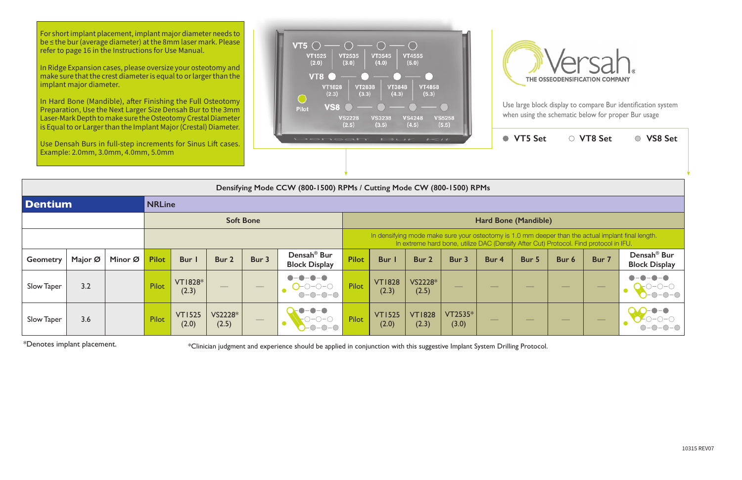For short implant placement, implant major diameter needs to be ≤ the bur (average diameter) at the 8mm laser mark. Please refer to page 16 in the Instructions for Use Manual.

In Ridge Expansion cases, please oversize your osteotomy and make sure that the crest diameter is equal to or larger than the implant major diameter.

In Hard Bone (Mandible), after Finishing the Full Osteotomy Preparation, Use the Next Larger Size Densah Bur to the 3mm Laser-Mark Depth to make sure the Osteotomy Crestal Diameter is Equal to or Larger than the Implant Major (Crestal) Diameter.

Use Densah Burs in full-step increments for Sinus Lift cases. Example: 2.0mm, 3.0mm, 4.0mm, 5.0mm

VT5: VT1525 (2.0), VT2535 (3.0), VT3545 (4.0), VT4555 (5.0)

VT8: VT1828 (2.3), VT2838 (3.3), VT3848 (4.3), VT4858 (5.3)

VS8: VS2228 (2.5), VS3238 (3.5), VS4248 (4.5), VS5258 (5.5)

Pilot

Densah Bur Kit

Versah® THE OSSEODENSIFICATION COMPANY

Use large block display to compare Bur identification system when using the schematic below for proper Bur usage

● VT5 Set ○ VT8 Set ◎ VS8 Set

| Densifying Mode CCW (800-1500) RPMs / Cutting Mode CW (800-1500) RPMs | | | | | | | | | | | | | | | | | |
|---|---|---|---|---|---|---|---|---|---|---|---|---|---|---|---|---|---|
| **Dentium** | | | **NRLine** | | | | | | | | | | | | | | |
| | | | Soft Bone | | | | | Hard Bone (Mandible) | | | | | | | | | |
| | | | | | | | | In densifying mode make sure your osteotomy is 1.0 mm deeper than the actual implant final length. In extreme hard bone, utilize DAC (Densify After Cut) Protocol. Find protocol in IFU. | | | | | | | | | |
| Geometry | Major Ø | Minor Ø | Pilot | Bur 1 | Bur 2 | Bur 3 | Densah® Bur Block Display | Pilot | Bur 1 | Bur 2 | Bur 3 | Bur 4 | Bur 5 | Bur 6 | Bur 7 | Densah® Bur Block Display |
| Slow Taper | 3.2 | | Pilot | VT1828* (2.3) | — | — | | Pilot | VT1828 (2.3) | VS2228* (2.5) | — | — | — | — | — | |
| Slow Taper | 3.6 | | Pilot | VT1525 (2.0) | VS2228* (2.5) | — | | Pilot | VT1525 (2.0) | VT1828 (2.3) | VT2535* (3.0) | — | — | — | — | |

*Denotes implant placement.

*Clinician judgment and experience should be applied in conjunction with this suggestive Implant System Drilling Protocol.

10315 REV07